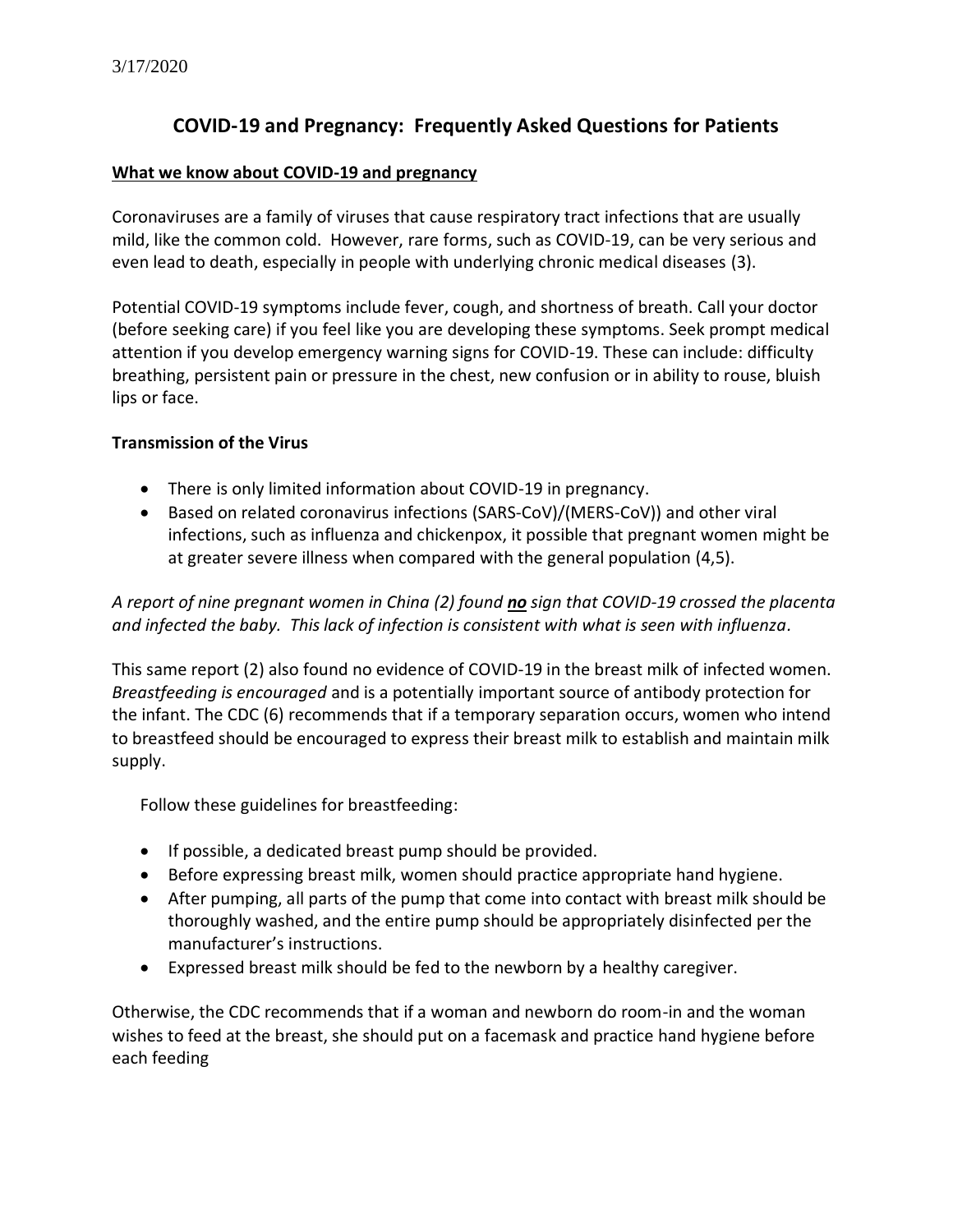3/17/2020

# COVID-19 and Pregnancy: Frequently Asked Questions for Patients

## What we know about COVID-19 and pregnancy

Coronaviruses are a family of viruses that cause respiratory tract infections that are usually mild, like the common cold. However, rare forms, such as COVID-19, can be very serious and even lead to death, especially in people with underlying chronic medical diseases (3).

Potential COVID-19 symptoms include fever, cough, and shortness of breath. Call your doctor (before seeking care) if you feel like you are developing these symptoms. Seek prompt medical attention if you develop emergency warning signs for COVID-19. These can include: difficulty breathing, persistent pain or pressure in the chest, new confusion or in ability to rouse, bluish lips or face.

### Transmission of the Virus

- There is only limited information about COVID-19 in pregnancy.
- Based on related coronavirus infections (SARS-CoV)/(MERS-CoV)) and other viral infections, such as influenza and chickenpox, it possible that pregnant women might be at greater severe illness when compared with the general population (4,5).

*A report of nine pregnant women in China (2) found **no** sign that COVID-19 crossed the placenta and infected the baby. This lack of infection is consistent with what is seen with influenza.*

This same report (2) also found no evidence of COVID-19 in the breast milk of infected women. *Breastfeeding is encouraged* and is a potentially important source of antibody protection for the infant. The CDC (6) recommends that if a temporary separation occurs, women who intend to breastfeed should be encouraged to express their breast milk to establish and maintain milk supply.

Follow these guidelines for breastfeeding:

- If possible, a dedicated breast pump should be provided.
- Before expressing breast milk, women should practice appropriate hand hygiene.
- After pumping, all parts of the pump that come into contact with breast milk should be thoroughly washed, and the entire pump should be appropriately disinfected per the manufacturer's instructions.
- Expressed breast milk should be fed to the newborn by a healthy caregiver.

Otherwise, the CDC recommends that if a woman and newborn do room-in and the woman wishes to feed at the breast, she should put on a facemask and practice hand hygiene before each feeding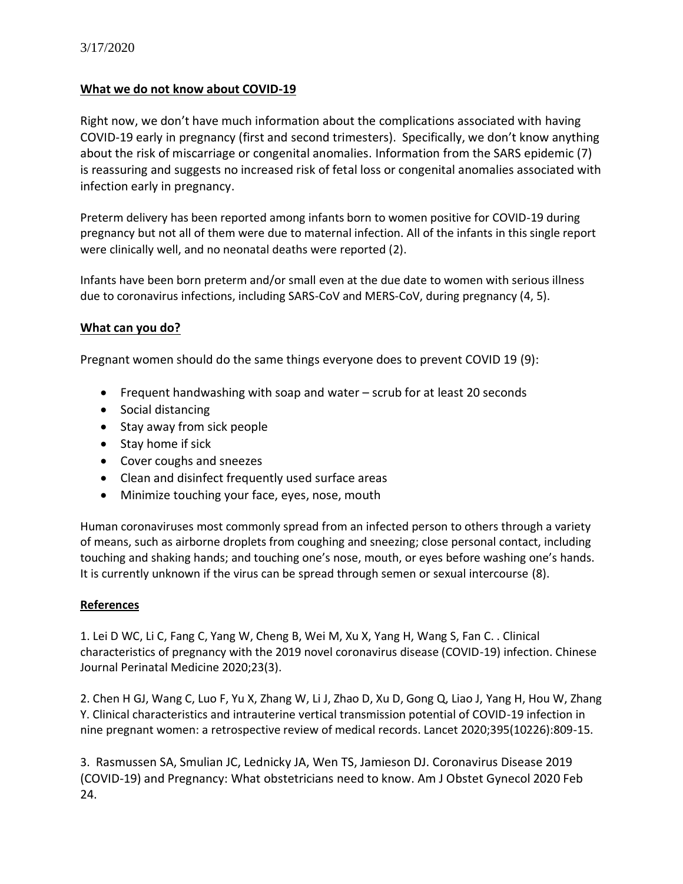3/17/2020

## What we do not know about COVID-19

Right now, we don't have much information about the complications associated with having COVID-19 early in pregnancy (first and second trimesters). Specifically, we don't know anything about the risk of miscarriage or congenital anomalies. Information from the SARS epidemic (7) is reassuring and suggests no increased risk of fetal loss or congenital anomalies associated with infection early in pregnancy.

Preterm delivery has been reported among infants born to women positive for COVID-19 during pregnancy but not all of them were due to maternal infection. All of the infants in this single report were clinically well, and no neonatal deaths were reported (2).

Infants have been born preterm and/or small even at the due date to women with serious illness due to coronavirus infections, including SARS-CoV and MERS-CoV, during pregnancy (4, 5).

## What can you do?

Pregnant women should do the same things everyone does to prevent COVID 19 (9):

- Frequent handwashing with soap and water – scrub for at least 20 seconds
- Social distancing
- Stay away from sick people
- Stay home if sick
- Cover coughs and sneezes
- Clean and disinfect frequently used surface areas
- Minimize touching your face, eyes, nose, mouth

Human coronaviruses most commonly spread from an infected person to others through a variety of means, such as airborne droplets from coughing and sneezing; close personal contact, including touching and shaking hands; and touching one's nose, mouth, or eyes before washing one's hands. It is currently unknown if the virus can be spread through semen or sexual intercourse (8).

## References

1. Lei D WC, Li C, Fang C, Yang W, Cheng B, Wei M, Xu X, Yang H, Wang S, Fan C. . Clinical characteristics of pregnancy with the 2019 novel coronavirus disease (COVID-19) infection. Chinese Journal Perinatal Medicine 2020;23(3).

2. Chen H GJ, Wang C, Luo F, Yu X, Zhang W, Li J, Zhao D, Xu D, Gong Q, Liao J, Yang H, Hou W, Zhang Y. Clinical characteristics and intrauterine vertical transmission potential of COVID-19 infection in nine pregnant women: a retrospective review of medical records. Lancet 2020;395(10226):809-15.

3. Rasmussen SA, Smulian JC, Lednicky JA, Wen TS, Jamieson DJ. Coronavirus Disease 2019 (COVID-19) and Pregnancy: What obstetricians need to know. Am J Obstet Gynecol 2020 Feb 24.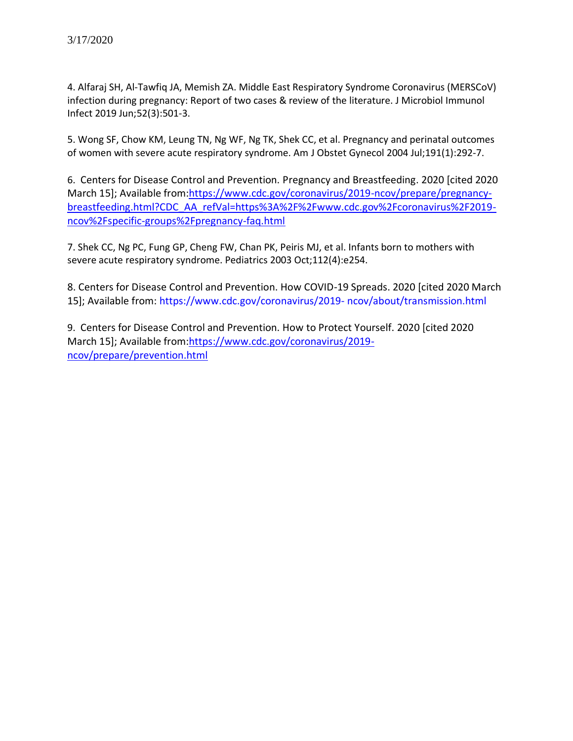4. Alfaraj SH, Al-Tawfiq JA, Memish ZA. Middle East Respiratory Syndrome Coronavirus (MERSCoV) infection during pregnancy: Report of two cases & review of the literature. J Microbiol Immunol Infect 2019 Jun;52(3):501-3.

5. Wong SF, Chow KM, Leung TN, Ng WF, Ng TK, Shek CC, et al. Pregnancy and perinatal outcomes of women with severe acute respiratory syndrome. Am J Obstet Gynecol 2004 Jul;191(1):292-7.

6. Centers for Disease Control and Prevention. Pregnancy and Breastfeeding. 2020 [cited 2020 March 15]; Available from:https://www.cdc.gov/coronavirus/2019-ncov/prepare/pregnancy-breastfeeding.html?CDC_AA_refVal=https%3A%2F%2Fwww.cdc.gov%2Fcoronavirus%2F2019-ncov%2Fspecific-groups%2Fpregnancy-faq.html

7. Shek CC, Ng PC, Fung GP, Cheng FW, Chan PK, Peiris MJ, et al. Infants born to mothers with severe acute respiratory syndrome. Pediatrics 2003 Oct;112(4):e254.

8. Centers for Disease Control and Prevention. How COVID-19 Spreads. 2020 [cited 2020 March 15]; Available from: https://www.cdc.gov/coronavirus/2019- ncov/about/transmission.html

9. Centers for Disease Control and Prevention. How to Protect Yourself. 2020 [cited 2020 March 15]; Available from:https://www.cdc.gov/coronavirus/2019-ncov/prepare/prevention.html